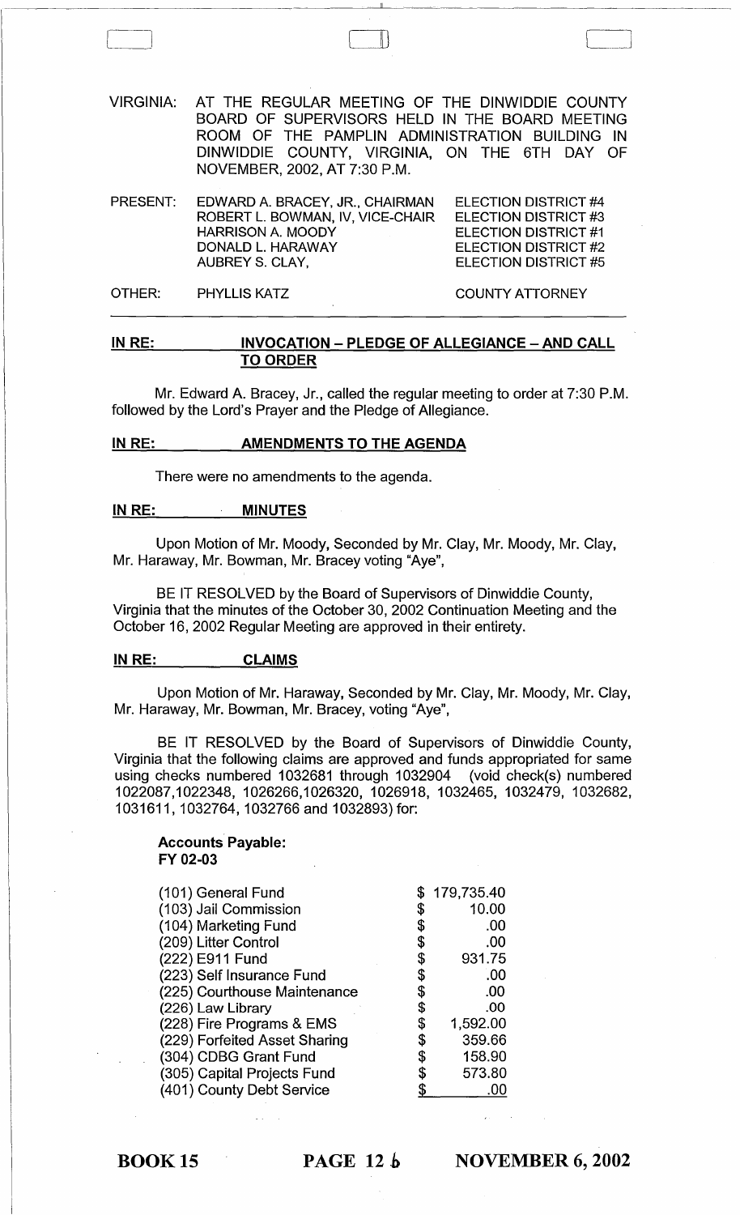VIRGINIA: AT THE REGULAR MEETING OF THE DINWIDDIE COUNTY BOARD OF SUPERVISORS HELD IN THE BOARD MEETING ROOM OF THE PAMPLIN ADMINISTRATION BUILDING IN DINWIDDIE COUNTY, VIRGINIA, ON THE 6TH DAY OF NOVEMBER, 2002, AT 7:30 P.M.

| PRESENT: | EDWARD A. BRACEY, JR., CHAIRMAN | ELECTION DISTRICT #4 |
|---|---|---|
| | ROBERT L. BOWMAN, IV, VICE-CHAIR | ELECTION DISTRICT #3 |
| | HARRISON A. MOODY | ELECTION DISTRICT #1 |
| | DONALD L. HARAWAY | ELECTION DISTRICT #2 |
| | AUBREY S. CLAY, | ELECTION DISTRICT #5 |
| OTHER: | PHYLLIS KATZ | COUNTY ATTORNEY |

**IN RE: INVOCATION – PLEDGE OF ALLEGIANCE – AND CALL TO ORDER**

Mr. Edward A. Bracey, Jr., called the regular meeting to order at 7:30 P.M. followed by the Lord's Prayer and the Pledge of Allegiance.

**IN RE: AMENDMENTS TO THE AGENDA**

There were no amendments to the agenda.

**IN RE: MINUTES**

Upon Motion of Mr. Moody, Seconded by Mr. Clay, Mr. Moody, Mr. Clay, Mr. Haraway, Mr. Bowman, Mr. Bracey voting "Aye",

BE IT RESOLVED by the Board of Supervisors of Dinwiddie County, Virginia that the minutes of the October 30, 2002 Continuation Meeting and the October 16, 2002 Regular Meeting are approved in their entirety.

**IN RE: CLAIMS**

Upon Motion of Mr. Haraway, Seconded by Mr. Clay, Mr. Moody, Mr. Clay, Mr. Haraway, Mr. Bowman, Mr. Bracey, voting "Aye",

BE IT RESOLVED by the Board of Supervisors of Dinwiddie County, Virginia that the following claims are approved and funds appropriated for same using checks numbered 1032681 through 1032904 (void check(s) numbered 1022087,1022348, 1026266,1026320, 1026918, 1032465, 1032479, 1032682, 1031611, 1032764, 1032766 and 1032893) for:

**Accounts Payable:**
**FY 02-03**

| | |
|---|---|
| (101) General Fund | $ 179,735.40 |
| (103) Jail Commission | $ 10.00 |
| (104) Marketing Fund | $ .00 |
| (209) Litter Control | $ .00 |
| (222) E911 Fund | $ 931.75 |
| (223) Self Insurance Fund | $ .00 |
| (225) Courthouse Maintenance | $ .00 |
| (226) Law Library | $ .00 |
| (228) Fire Programs & EMS | $ 1,592.00 |
| (229) Forfeited Asset Sharing | $ 359.66 |
| (304) CDBG Grant Fund | $ 158.90 |
| (305) Capital Projects Fund | $ 573.80 |
| (401) County Debt Service | $ .00 |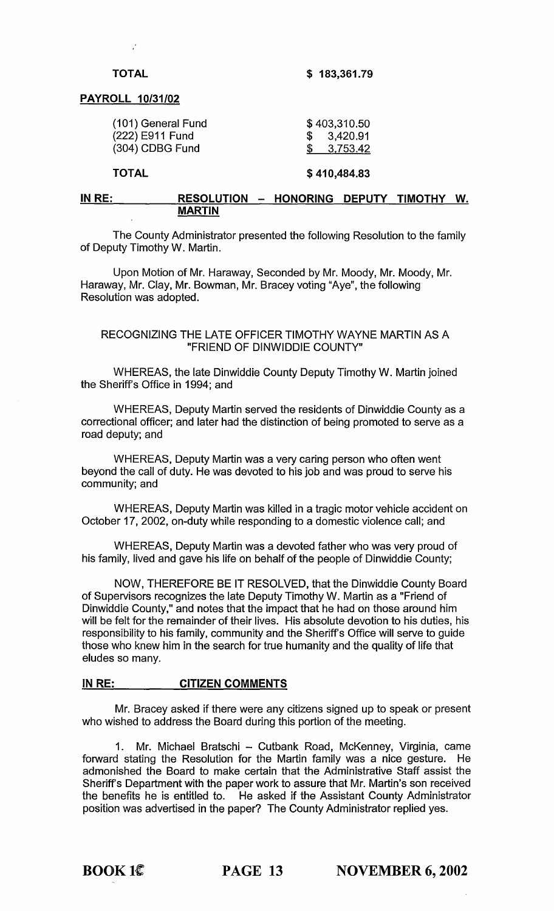**TOTAL** **$ 183,361.79**

**PAYROLL 10/31/02**

| | |
|---|---|
| (101) General Fund | $ 403,310.50 |
| (222) E911 Fund | $ 3,420.91 |
| (304) CDBG Fund | $ 3,753.42 |
| **TOTAL** | **$ 410,484.83** |

**IN RE: RESOLUTION – HONORING DEPUTY TIMOTHY W. MARTIN**

The County Administrator presented the following Resolution to the family of Deputy Timothy W. Martin.

Upon Motion of Mr. Haraway, Seconded by Mr. Moody, Mr. Moody, Mr. Haraway, Mr. Clay, Mr. Bowman, Mr. Bracey voting "Aye", the following Resolution was adopted.

RECOGNIZING THE LATE OFFICER TIMOTHY WAYNE MARTIN AS A "FRIEND OF DINWIDDIE COUNTY"

WHEREAS, the late Dinwiddie County Deputy Timothy W. Martin joined the Sheriff's Office in 1994; and

WHEREAS, Deputy Martin served the residents of Dinwiddie County as a correctional officer; and later had the distinction of being promoted to serve as a road deputy; and

WHEREAS, Deputy Martin was a very caring person who often went beyond the call of duty. He was devoted to his job and was proud to serve his community; and

WHEREAS, Deputy Martin was killed in a tragic motor vehicle accident on October 17, 2002, on-duty while responding to a domestic violence call; and

WHEREAS, Deputy Martin was a devoted father who was very proud of his family, lived and gave his life on behalf of the people of Dinwiddie County;

NOW, THEREFORE BE IT RESOLVED, that the Dinwiddie County Board of Supervisors recognizes the late Deputy Timothy W. Martin as a "Friend of Dinwiddie County," and notes that the impact that he had on those around him will be felt for the remainder of their lives. His absolute devotion to his duties, his responsibility to his family, community and the Sheriff's Office will serve to guide those who knew him in the search for true humanity and the quality of life that eludes so many.

**IN RE: CITIZEN COMMENTS**

Mr. Bracey asked if there were any citizens signed up to speak or present who wished to address the Board during this portion of the meeting.

1. Mr. Michael Bratschi – Cutbank Road, McKenney, Virginia, came forward stating the Resolution for the Martin family was a nice gesture. He admonished the Board to make certain that the Administrative Staff assist the Sheriff's Department with the paper work to assure that Mr. Martin's son received the benefits he is entitled to. He asked if the Assistant County Administrator position was advertised in the paper? The County Administrator replied yes.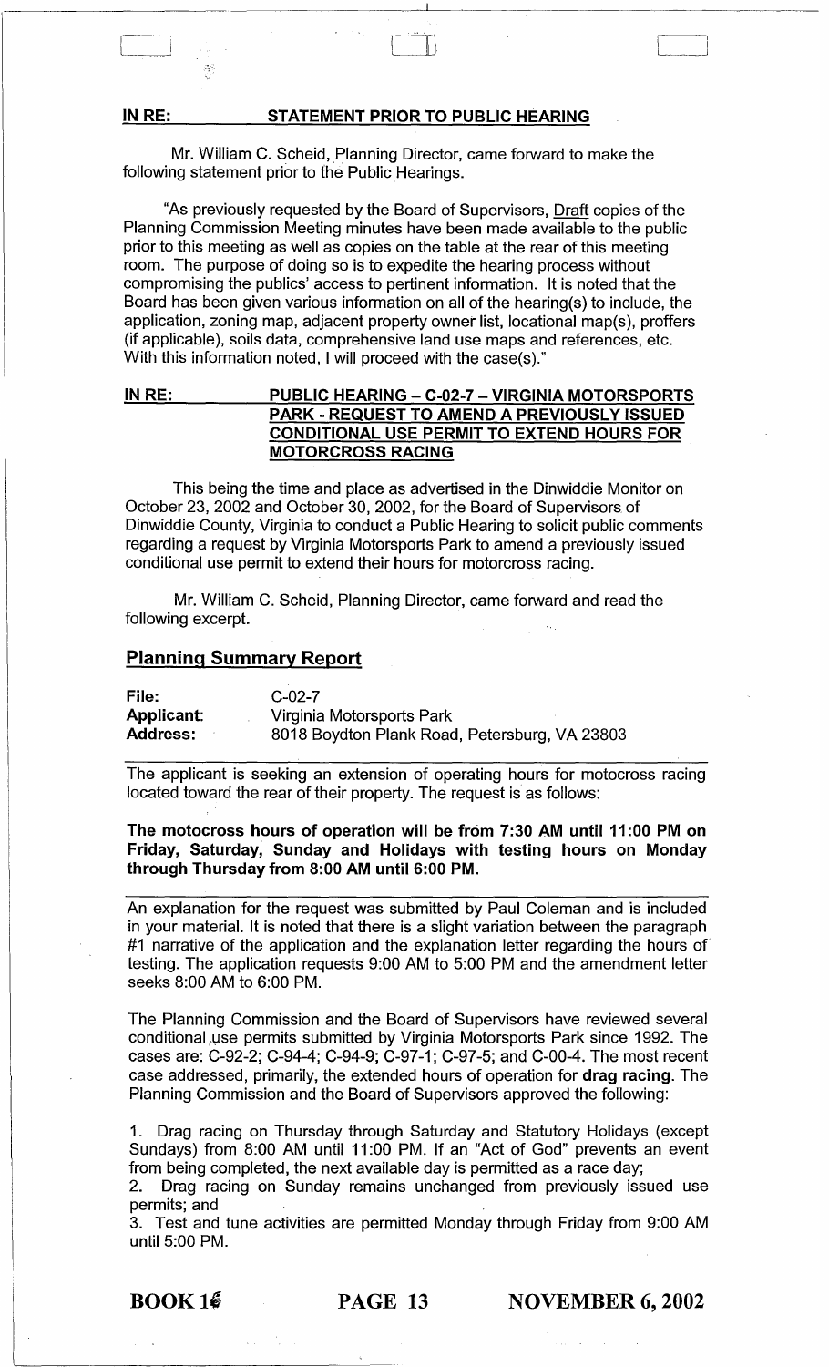**IN RE: STATEMENT PRIOR TO PUBLIC HEARING**

Mr. William C. Scheid, Planning Director, came forward to make the following statement prior to the Public Hearings.

"As previously requested by the Board of Supervisors, Draft copies of the Planning Commission Meeting minutes have been made available to the public prior to this meeting as well as copies on the table at the rear of this meeting room. The purpose of doing so is to expedite the hearing process without compromising the publics' access to pertinent information. It is noted that the Board has been given various information on all of the hearing(s) to include, the application, zoning map, adjacent property owner list, locational map(s), proffers (if applicable), soils data, comprehensive land use maps and references, etc. With this information noted, I will proceed with the case(s)."

**IN RE: PUBLIC HEARING – C-02-7 – VIRGINIA MOTORSPORTS PARK - REQUEST TO AMEND A PREVIOUSLY ISSUED CONDITIONAL USE PERMIT TO EXTEND HOURS FOR MOTORCROSS RACING**

This being the time and place as advertised in the Dinwiddie Monitor on October 23, 2002 and October 30, 2002, for the Board of Supervisors of Dinwiddie County, Virginia to conduct a Public Hearing to solicit public comments regarding a request by Virginia Motorsports Park to amend a previously issued conditional use permit to extend their hours for motorcross racing.

Mr. William C. Scheid, Planning Director, came forward and read the following excerpt.

## Planning Summary Report

| | |
|---|---|
| **File:** | C-02-7 |
| **Applicant:** | Virginia Motorsports Park |
| **Address:** | 8018 Boydton Plank Road, Petersburg, VA 23803 |

The applicant is seeking an extension of operating hours for motocross racing located toward the rear of their property. The request is as follows:

**The motocross hours of operation will be from 7:30 AM until 11:00 PM on Friday, Saturday, Sunday and Holidays with testing hours on Monday through Thursday from 8:00 AM until 6:00 PM.**

An explanation for the request was submitted by Paul Coleman and is included in your material. It is noted that there is a slight variation between the paragraph #1 narrative of the application and the explanation letter regarding the hours of testing. The application requests 9:00 AM to 5:00 PM and the amendment letter seeks 8:00 AM to 6:00 PM.

The Planning Commission and the Board of Supervisors have reviewed several conditional use permits submitted by Virginia Motorsports Park since 1992. The cases are: C-92-2; C-94-4; C-94-9; C-97-1; C-97-5; and C-00-4. The most recent case addressed, primarily, the extended hours of operation for **drag racing**. The Planning Commission and the Board of Supervisors approved the following:

1. Drag racing on Thursday through Saturday and Statutory Holidays (except Sundays) from 8:00 AM until 11:00 PM. If an "Act of God" prevents an event from being completed, the next available day is permitted as a race day;
2. Drag racing on Sunday remains unchanged from previously issued use permits; and
3. Test and tune activities are permitted Monday through Friday from 9:00 AM until 5:00 PM.

**BOOK 16 PAGE 13 NOVEMBER 6, 2002**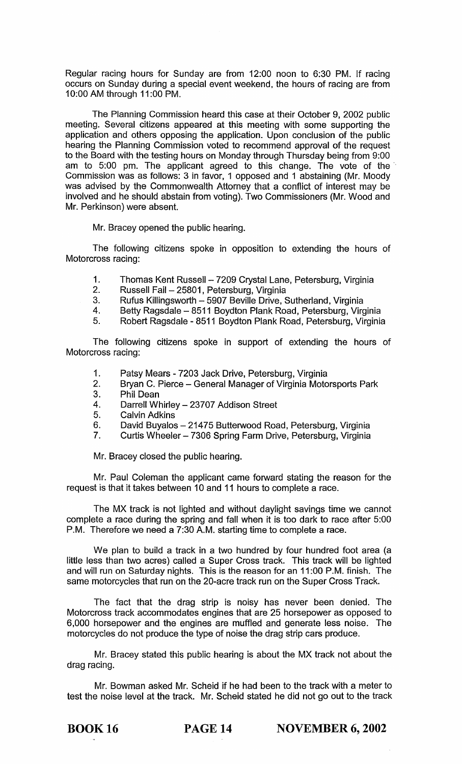Regular racing hours for Sunday are from 12:00 noon to 6:30 PM. If racing occurs on Sunday during a special event weekend, the hours of racing are from 10:00 AM through 11:00 PM.

The Planning Commission heard this case at their October 9, 2002 public meeting. Several citizens appeared at this meeting with some supporting the application and others opposing the application. Upon conclusion of the public hearing the Planning Commission voted to recommend approval of the request to the Board with the testing hours on Monday through Thursday being from 9:00 am to 5:00 pm. The applicant agreed to this change. The vote of the Commission was as follows: 3 in favor, 1 opposed and 1 abstaining (Mr. Moody was advised by the Commonwealth Attorney that a conflict of interest may be involved and he should abstain from voting). Two Commissioners (Mr. Wood and Mr. Perkinson) were absent.

Mr. Bracey opened the public hearing.

The following citizens spoke in opposition to extending the hours of Motorcross racing:

1. Thomas Kent Russell – 7209 Crystal Lane, Petersburg, Virginia
2. Russell Fail – 25801, Petersburg, Virginia
3. Rufus Killingsworth – 5907 Beville Drive, Sutherland, Virginia
4. Betty Ragsdale – 8511 Boydton Plank Road, Petersburg, Virginia
5. Robert Ragsdale - 8511 Boydton Plank Road, Petersburg, Virginia

The following citizens spoke in support of extending the hours of Motorcross racing:

1. Patsy Mears - 7203 Jack Drive, Petersburg, Virginia
2. Bryan C. Pierce – General Manager of Virginia Motorsports Park
3. Phil Dean
4. Darrell Whirley – 23707 Addison Street
5. Calvin Adkins
6. David Buyalos – 21475 Butterwood Road, Petersburg, Virginia
7. Curtis Wheeler – 7306 Spring Farm Drive, Petersburg, Virginia

Mr. Bracey closed the public hearing.

Mr. Paul Coleman the applicant came forward stating the reason for the request is that it takes between 10 and 11 hours to complete a race.

The MX track is not lighted and without daylight savings time we cannot complete a race during the spring and fall when it is too dark to race after 5:00 P.M. Therefore we need a 7:30 A.M. starting time to complete a race.

We plan to build a track in a two hundred by four hundred foot area (a little less than two acres) called a Super Cross track. This track will be lighted and will run on Saturday nights. This is the reason for an 11:00 P.M. finish. The same motorcycles that run on the 20-acre track run on the Super Cross Track.

The fact that the drag strip is noisy has never been denied. The Motorcross track accommodates engines that are 25 horsepower as opposed to 6,000 horsepower and the engines are muffled and generate less noise. The motorcycles do not produce the type of noise the drag strip cars produce.

Mr. Bracey stated this public hearing is about the MX track not about the drag racing.

Mr. Bowman asked Mr. Scheid if he had been to the track with a meter to test the noise level at the track. Mr. Scheid stated he did not go out to the track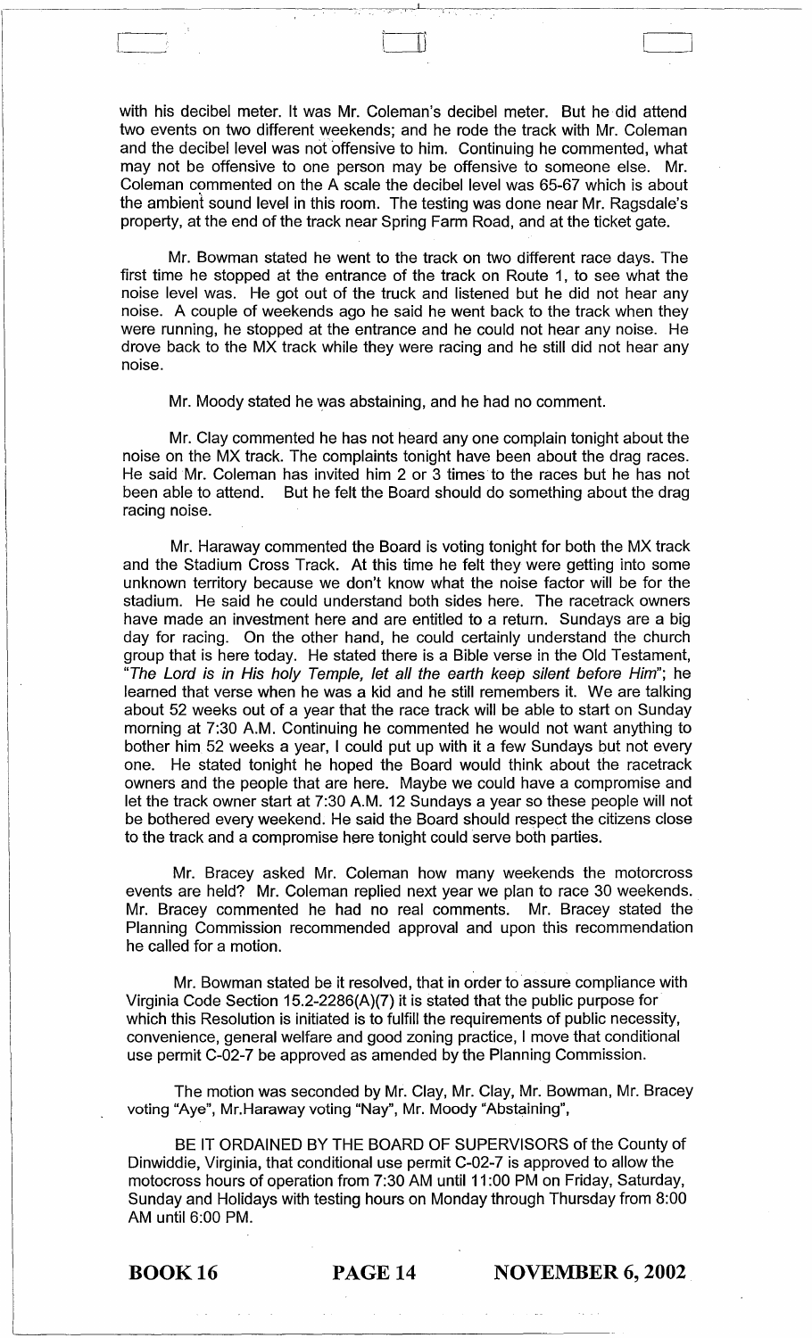with his decibel meter. It was Mr. Coleman's decibel meter. But he did attend two events on two different weekends; and he rode the track with Mr. Coleman and the decibel level was not offensive to him. Continuing he commented, what may not be offensive to one person may be offensive to someone else. Mr. Coleman commented on the A scale the decibel level was 65-67 which is about the ambient sound level in this room. The testing was done near Mr. Ragsdale's property, at the end of the track near Spring Farm Road, and at the ticket gate.

Mr. Bowman stated he went to the track on two different race days. The first time he stopped at the entrance of the track on Route 1, to see what the noise level was. He got out of the truck and listened but he did not hear any noise. A couple of weekends ago he said he went back to the track when they were running, he stopped at the entrance and he could not hear any noise. He drove back to the MX track while they were racing and he still did not hear any noise.

Mr. Moody stated he was abstaining, and he had no comment.

Mr. Clay commented he has not heard any one complain tonight about the noise on the MX track. The complaints tonight have been about the drag races. He said Mr. Coleman has invited him 2 or 3 times to the races but he has not been able to attend. But he felt the Board should do something about the drag racing noise.

Mr. Haraway commented the Board is voting tonight for both the MX track and the Stadium Cross Track. At this time he felt they were getting into some unknown territory because we don't know what the noise factor will be for the stadium. He said he could understand both sides here. The racetrack owners have made an investment here and are entitled to a return. Sundays are a big day for racing. On the other hand, he could certainly understand the church group that is here today. He stated there is a Bible verse in the Old Testament, "*The Lord is in His holy Temple, let all the earth keep silent before Him*"; he learned that verse when he was a kid and he still remembers it. We are talking about 52 weeks out of a year that the race track will be able to start on Sunday morning at 7:30 A.M. Continuing he commented he would not want anything to bother him 52 weeks a year, I could put up with it a few Sundays but not every one. He stated tonight he hoped the Board would think about the racetrack owners and the people that are here. Maybe we could have a compromise and let the track owner start at 7:30 A.M. 12 Sundays a year so these people will not be bothered every weekend. He said the Board should respect the citizens close to the track and a compromise here tonight could serve both parties.

Mr. Bracey asked Mr. Coleman how many weekends the motorcross events are held? Mr. Coleman replied next year we plan to race 30 weekends. Mr. Bracey commented he had no real comments. Mr. Bracey stated the Planning Commission recommended approval and upon this recommendation he called for a motion.

Mr. Bowman stated be it resolved, that in order to assure compliance with Virginia Code Section 15.2-2286(A)(7) it is stated that the public purpose for which this Resolution is initiated is to fulfill the requirements of public necessity, convenience, general welfare and good zoning practice, I move that conditional use permit C-02-7 be approved as amended by the Planning Commission.

The motion was seconded by Mr. Clay, Mr. Clay, Mr. Bowman, Mr. Bracey voting "Aye", Mr.Haraway voting "Nay", Mr. Moody "Abstaining",

BE IT ORDAINED BY THE BOARD OF SUPERVISORS of the County of Dinwiddie, Virginia, that conditional use permit C-02-7 is approved to allow the motocross hours of operation from 7:30 AM until 11:00 PM on Friday, Saturday, Sunday and Holidays with testing hours on Monday through Thursday from 8:00 AM until 6:00 PM.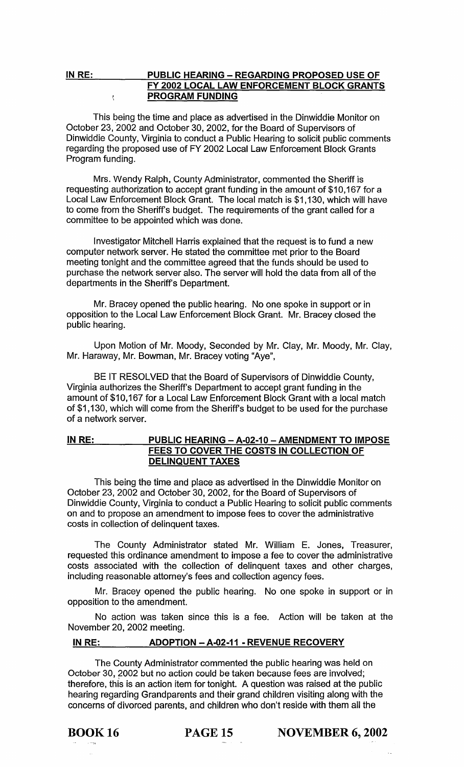**IN RE: PUBLIC HEARING – REGARDING PROPOSED USE OF FY 2002 LOCAL LAW ENFORCEMENT BLOCK GRANTS PROGRAM FUNDING**

This being the time and place as advertised in the Dinwiddie Monitor on October 23, 2002 and October 30, 2002, for the Board of Supervisors of Dinwiddie County, Virginia to conduct a Public Hearing to solicit public comments regarding the proposed use of FY 2002 Local Law Enforcement Block Grants Program funding.

Mrs. Wendy Ralph, County Administrator, commented the Sheriff is requesting authorization to accept grant funding in the amount of $10,167 for a Local Law Enforcement Block Grant. The local match is $1,130, which will have to come from the Sheriff's budget. The requirements of the grant called for a committee to be appointed which was done.

Investigator Mitchell Harris explained that the request is to fund a new computer network server. He stated the committee met prior to the Board meeting tonight and the committee agreed that the funds should be used to purchase the network server also. The server will hold the data from all of the departments in the Sheriff's Department.

Mr. Bracey opened the public hearing. No one spoke in support or in opposition to the Local Law Enforcement Block Grant. Mr. Bracey closed the public hearing.

Upon Motion of Mr. Moody, Seconded by Mr. Clay, Mr. Moody, Mr. Clay, Mr. Haraway, Mr. Bowman, Mr. Bracey voting "Aye",

BE IT RESOLVED that the Board of Supervisors of Dinwiddie County, Virginia authorizes the Sheriff's Department to accept grant funding in the amount of $10,167 for a Local Law Enforcement Block Grant with a local match of $1,130, which will come from the Sheriff's budget to be used for the purchase of a network server.

**IN RE: PUBLIC HEARING – A-02-10 – AMENDMENT TO IMPOSE FEES TO COVER THE COSTS IN COLLECTION OF DELINQUENT TAXES**

This being the time and place as advertised in the Dinwiddie Monitor on October 23, 2002 and October 30, 2002, for the Board of Supervisors of Dinwiddie County, Virginia to conduct a Public Hearing to solicit public comments on and to propose an amendment to impose fees to cover the administrative costs in collection of delinquent taxes.

The County Administrator stated Mr. William E. Jones, Treasurer, requested this ordinance amendment to impose a fee to cover the administrative costs associated with the collection of delinquent taxes and other charges, including reasonable attorney's fees and collection agency fees.

Mr. Bracey opened the public hearing. No one spoke in support or in opposition to the amendment.

No action was taken since this is a fee. Action will be taken at the November 20, 2002 meeting.

**IN RE: ADOPTION – A-02-11 - REVENUE RECOVERY**

The County Administrator commented the public hearing was held on October 30, 2002 but no action could be taken because fees are involved; therefore, this is an action item for tonight. A question was raised at the public hearing regarding Grandparents and their grand children visiting along with the concerns of divorced parents, and children who don't reside with them all the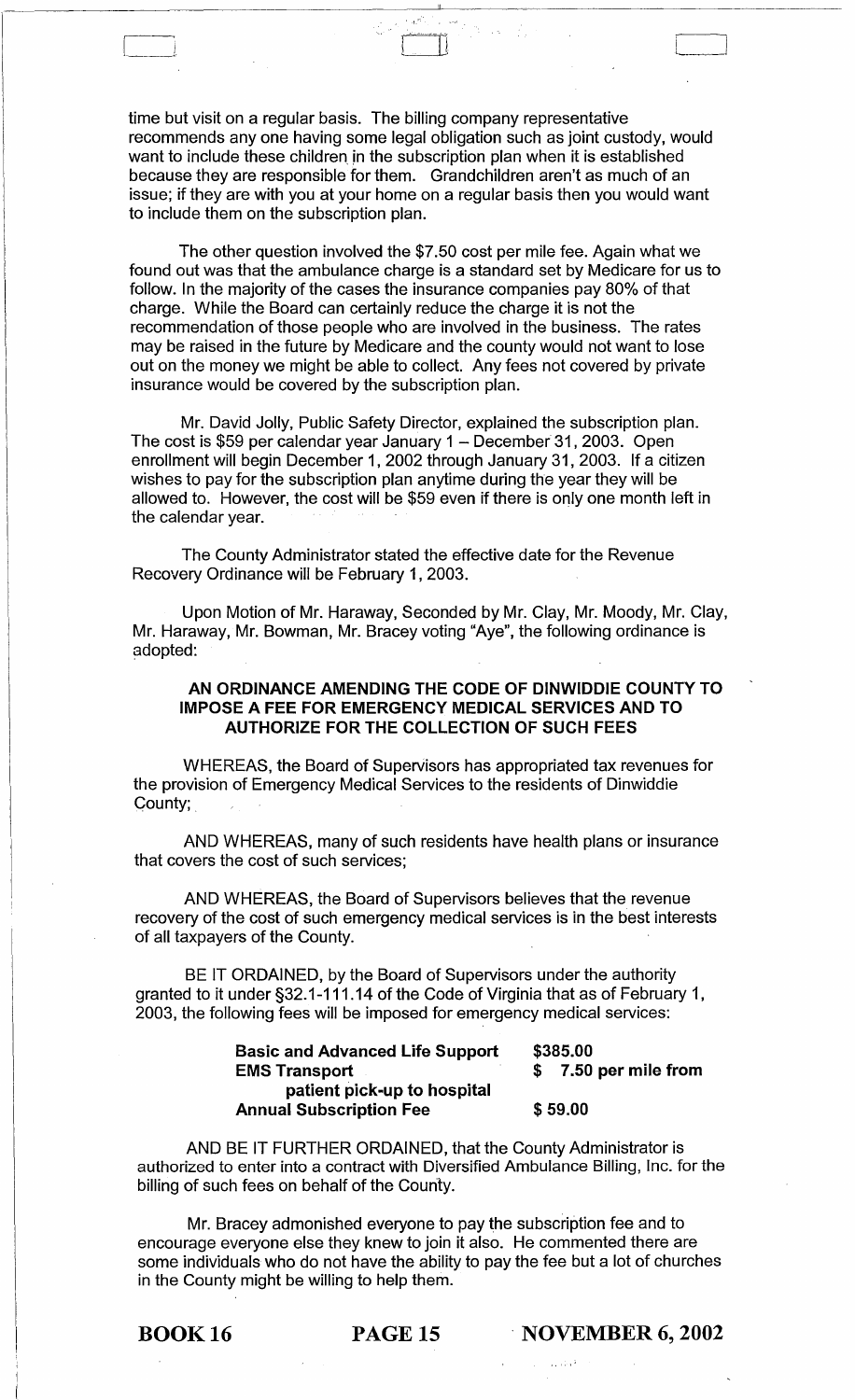time but visit on a regular basis. The billing company representative recommends any one having some legal obligation such as joint custody, would want to include these children in the subscription plan when it is established because they are responsible for them. Grandchildren aren't as much of an issue; if they are with you at your home on a regular basis then you would want to include them on the subscription plan.

The other question involved the $7.50 cost per mile fee. Again what we found out was that the ambulance charge is a standard set by Medicare for us to follow. In the majority of the cases the insurance companies pay 80% of that charge. While the Board can certainly reduce the charge it is not the recommendation of those people who are involved in the business. The rates may be raised in the future by Medicare and the county would not want to lose out on the money we might be able to collect. Any fees not covered by private insurance would be covered by the subscription plan.

Mr. David Jolly, Public Safety Director, explained the subscription plan. The cost is $59 per calendar year January 1 – December 31, 2003. Open enrollment will begin December 1, 2002 through January 31, 2003. If a citizen wishes to pay for the subscription plan anytime during the year they will be allowed to. However, the cost will be $59 even if there is only one month left in the calendar year.

The County Administrator stated the effective date for the Revenue Recovery Ordinance will be February 1, 2003.

Upon Motion of Mr. Haraway, Seconded by Mr. Clay, Mr. Moody, Mr. Clay, Mr. Haraway, Mr. Bowman, Mr. Bracey voting "Aye", the following ordinance is adopted:

**AN ORDINANCE AMENDING THE CODE OF DINWIDDIE COUNTY TO IMPOSE A FEE FOR EMERGENCY MEDICAL SERVICES AND TO AUTHORIZE FOR THE COLLECTION OF SUCH FEES**

WHEREAS, the Board of Supervisors has appropriated tax revenues for the provision of Emergency Medical Services to the residents of Dinwiddie County;

AND WHEREAS, many of such residents have health plans or insurance that covers the cost of such services;

AND WHEREAS, the Board of Supervisors believes that the revenue recovery of the cost of such emergency medical services is in the best interests of all taxpayers of the County.

BE IT ORDAINED, by the Board of Supervisors under the authority granted to it under §32.1-111.14 of the Code of Virginia that as of February 1, 2003, the following fees will be imposed for emergency medical services:

| | |
|---|---|
| **Basic and Advanced Life Support** | **$385.00** |
| **EMS Transport patient pick-up to hospital** | **$ 7.50 per mile from** |
| **Annual Subscription Fee** | **$ 59.00** |

AND BE IT FURTHER ORDAINED, that the County Administrator is authorized to enter into a contract with Diversified Ambulance Billing, Inc. for the billing of such fees on behalf of the County.

Mr. Bracey admonished everyone to pay the subscription fee and to encourage everyone else they knew to join it also. He commented there are some individuals who do not have the ability to pay the fee but a lot of churches in the County might be willing to help them.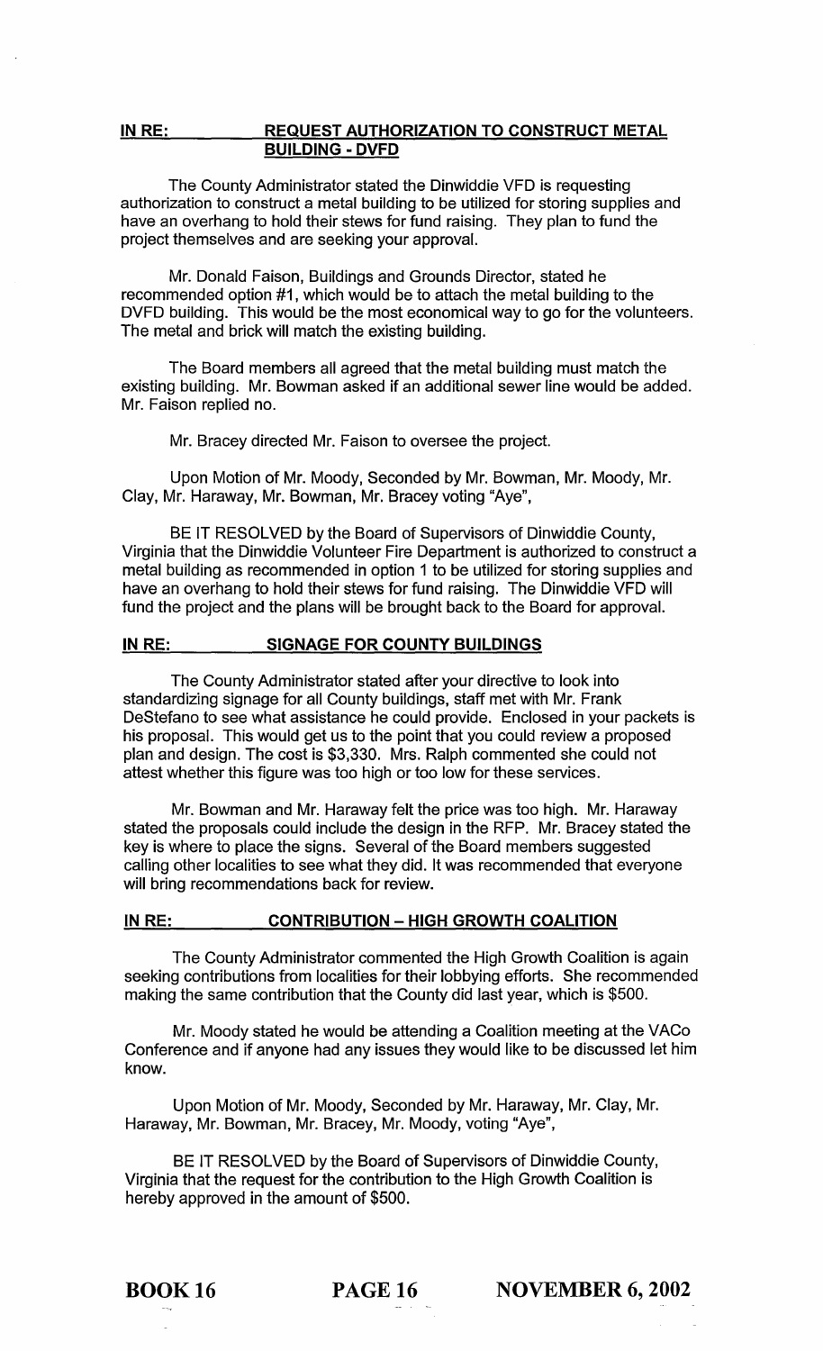**IN RE: REQUEST AUTHORIZATION TO CONSTRUCT METAL BUILDING - DVFD**

The County Administrator stated the Dinwiddie VFD is requesting authorization to construct a metal building to be utilized for storing supplies and have an overhang to hold their stews for fund raising. They plan to fund the project themselves and are seeking your approval.

Mr. Donald Faison, Buildings and Grounds Director, stated he recommended option #1, which would be to attach the metal building to the DVFD building. This would be the most economical way to go for the volunteers. The metal and brick will match the existing building.

The Board members all agreed that the metal building must match the existing building. Mr. Bowman asked if an additional sewer line would be added. Mr. Faison replied no.

Mr. Bracey directed Mr. Faison to oversee the project.

Upon Motion of Mr. Moody, Seconded by Mr. Bowman, Mr. Moody, Mr. Clay, Mr. Haraway, Mr. Bowman, Mr. Bracey voting "Aye",

BE IT RESOLVED by the Board of Supervisors of Dinwiddie County, Virginia that the Dinwiddie Volunteer Fire Department is authorized to construct a metal building as recommended in option 1 to be utilized for storing supplies and have an overhang to hold their stews for fund raising. The Dinwiddie VFD will fund the project and the plans will be brought back to the Board for approval.

**IN RE: SIGNAGE FOR COUNTY BUILDINGS**

The County Administrator stated after your directive to look into standardizing signage for all County buildings, staff met with Mr. Frank DeStefano to see what assistance he could provide. Enclosed in your packets is his proposal. This would get us to the point that you could review a proposed plan and design. The cost is $3,330. Mrs. Ralph commented she could not attest whether this figure was too high or too low for these services.

Mr. Bowman and Mr. Haraway felt the price was too high. Mr. Haraway stated the proposals could include the design in the RFP. Mr. Bracey stated the key is where to place the signs. Several of the Board members suggested calling other localities to see what they did. It was recommended that everyone will bring recommendations back for review.

**IN RE: CONTRIBUTION – HIGH GROWTH COALITION**

The County Administrator commented the High Growth Coalition is again seeking contributions from localities for their lobbying efforts. She recommended making the same contribution that the County did last year, which is $500.

Mr. Moody stated he would be attending a Coalition meeting at the VACo Conference and if anyone had any issues they would like to be discussed let him know.

Upon Motion of Mr. Moody, Seconded by Mr. Haraway, Mr. Clay, Mr. Haraway, Mr. Bowman, Mr. Bracey, Mr. Moody, voting "Aye",

BE IT RESOLVED by the Board of Supervisors of Dinwiddie County, Virginia that the request for the contribution to the High Growth Coalition is hereby approved in the amount of $500.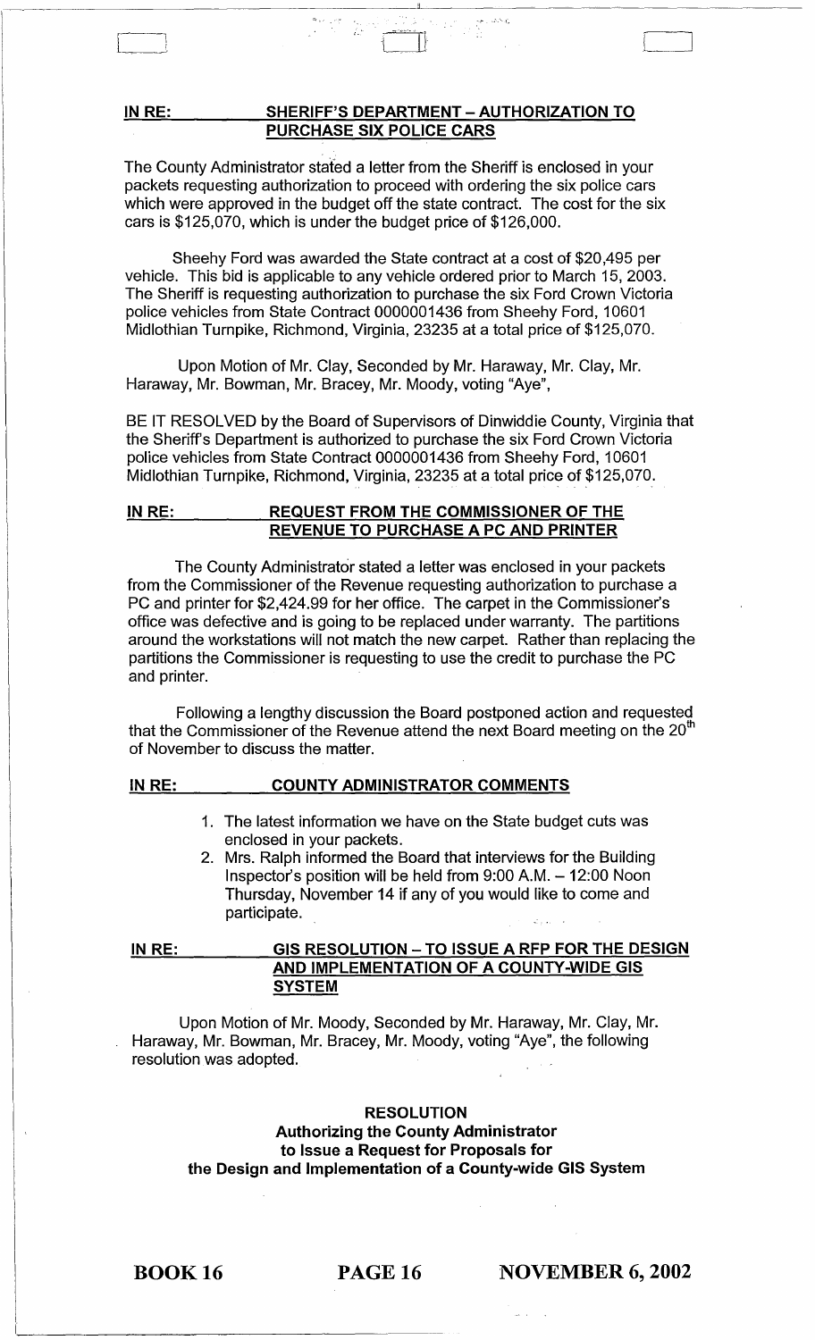**IN RE: SHERIFF'S DEPARTMENT – AUTHORIZATION TO PURCHASE SIX POLICE CARS**

The County Administrator stated a letter from the Sheriff is enclosed in your packets requesting authorization to proceed with ordering the six police cars which were approved in the budget off the state contract. The cost for the six cars is $125,070, which is under the budget price of $126,000.

Sheehy Ford was awarded the State contract at a cost of $20,495 per vehicle. This bid is applicable to any vehicle ordered prior to March 15, 2003. The Sheriff is requesting authorization to purchase the six Ford Crown Victoria police vehicles from State Contract 0000001436 from Sheehy Ford, 10601 Midlothian Turnpike, Richmond, Virginia, 23235 at a total price of $125,070.

Upon Motion of Mr. Clay, Seconded by Mr. Haraway, Mr. Clay, Mr. Haraway, Mr. Bowman, Mr. Bracey, Mr. Moody, voting "Aye",

BE IT RESOLVED by the Board of Supervisors of Dinwiddie County, Virginia that the Sheriff's Department is authorized to purchase the six Ford Crown Victoria police vehicles from State Contract 0000001436 from Sheehy Ford, 10601 Midlothian Turnpike, Richmond, Virginia, 23235 at a total price of $125,070.

**IN RE: REQUEST FROM THE COMMISSIONER OF THE REVENUE TO PURCHASE A PC AND PRINTER**

The County Administrator stated a letter was enclosed in your packets from the Commissioner of the Revenue requesting authorization to purchase a PC and printer for $2,424.99 for her office. The carpet in the Commissioner's office was defective and is going to be replaced under warranty. The partitions around the workstations will not match the new carpet. Rather than replacing the partitions the Commissioner is requesting to use the credit to purchase the PC and printer.

Following a lengthy discussion the Board postponed action and requested that the Commissioner of the Revenue attend the next Board meeting on the 20th of November to discuss the matter.

**IN RE: COUNTY ADMINISTRATOR COMMENTS**

1. The latest information we have on the State budget cuts was enclosed in your packets.
2. Mrs. Ralph informed the Board that interviews for the Building Inspector's position will be held from 9:00 A.M. – 12:00 Noon Thursday, November 14 if any of you would like to come and participate.

**IN RE: GIS RESOLUTION – TO ISSUE A RFP FOR THE DESIGN AND IMPLEMENTATION OF A COUNTY-WIDE GIS SYSTEM**

Upon Motion of Mr. Moody, Seconded by Mr. Haraway, Mr. Clay, Mr. Haraway, Mr. Bowman, Mr. Bracey, Mr. Moody, voting "Aye", the following resolution was adopted.

**RESOLUTION**
**Authorizing the County Administrator to Issue a Request for Proposals for the Design and Implementation of a County-wide GIS System**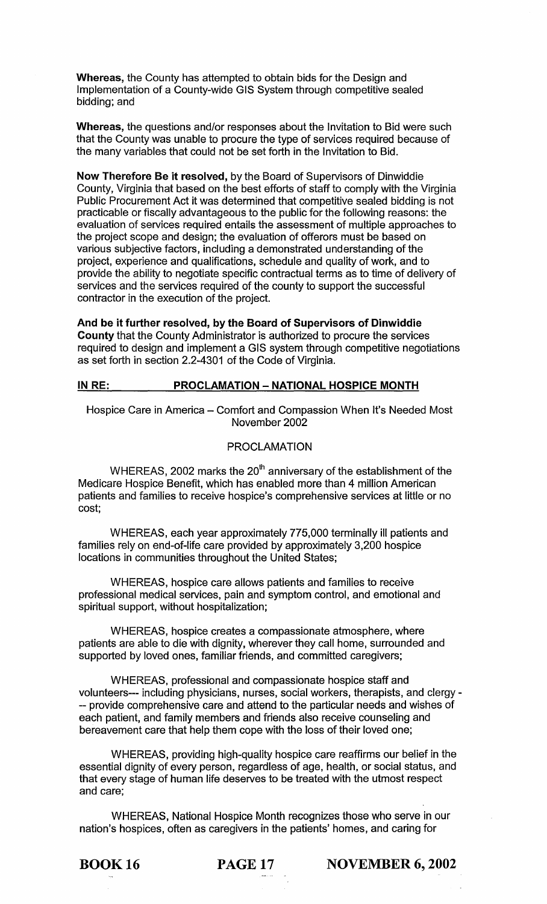**Whereas,** the County has attempted to obtain bids for the Design and Implementation of a County-wide GIS System through competitive sealed bidding; and

**Whereas,** the questions and/or responses about the Invitation to Bid were such that the County was unable to procure the type of services required because of the many variables that could not be set forth in the Invitation to Bid.

**Now Therefore Be it resolved,** by the Board of Supervisors of Dinwiddie County, Virginia that based on the best efforts of staff to comply with the Virginia Public Procurement Act it was determined that competitive sealed bidding is not practicable or fiscally advantageous to the public for the following reasons: the evaluation of services required entails the assessment of multiple approaches to the project scope and design; the evaluation of offerors must be based on various subjective factors, including a demonstrated understanding of the project, experience and qualifications, schedule and quality of work, and to provide the ability to negotiate specific contractual terms as to time of delivery of services and the services required of the county to support the successful contractor in the execution of the project.

**And be it further resolved, by the Board of Supervisors of Dinwiddie County** that the County Administrator is authorized to procure the services required to design and implement a GIS system through competitive negotiations as set forth in section 2.2-4301 of the Code of Virginia.

**IN RE: PROCLAMATION – NATIONAL HOSPICE MONTH**

Hospice Care in America – Comfort and Compassion When It's Needed Most
November 2002

PROCLAMATION

WHEREAS, 2002 marks the 20th anniversary of the establishment of the Medicare Hospice Benefit, which has enabled more than 4 million American patients and families to receive hospice's comprehensive services at little or no cost;

WHEREAS, each year approximately 775,000 terminally ill patients and families rely on end-of-life care provided by approximately 3,200 hospice locations in communities throughout the United States;

WHEREAS, hospice care allows patients and families to receive professional medical services, pain and symptom control, and emotional and spiritual support, without hospitalization;

WHEREAS, hospice creates a compassionate atmosphere, where patients are able to die with dignity, wherever they call home, surrounded and supported by loved ones, familiar friends, and committed caregivers;

WHEREAS, professional and compassionate hospice staff and volunteers--- including physicians, nurses, social workers, therapists, and clergy --- provide comprehensive care and attend to the particular needs and wishes of each patient, and family members and friends also receive counseling and bereavement care that help them cope with the loss of their loved one;

WHEREAS, providing high-quality hospice care reaffirms our belief in the essential dignity of every person, regardless of age, health, or social status, and that every stage of human life deserves to be treated with the utmost respect and care;

WHEREAS, National Hospice Month recognizes those who serve in our nation's hospices, often as caregivers in the patients' homes, and caring for

**BOOK 16 PAGE 17 NOVEMBER 6, 2002**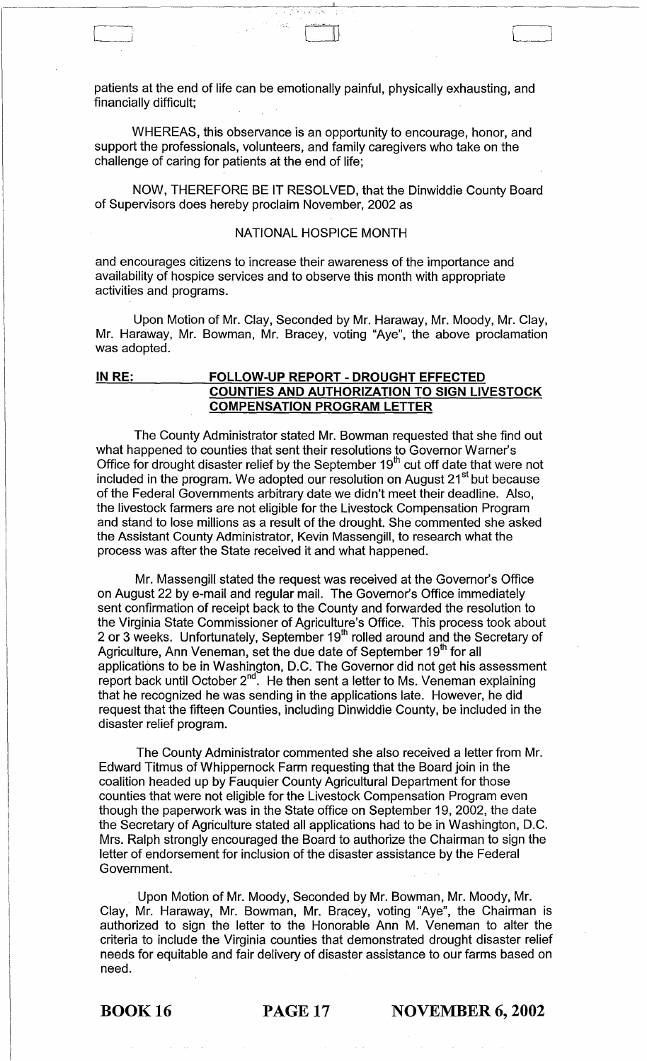patients at the end of life can be emotionally painful, physically exhausting, and financially difficult;

WHEREAS, this observance is an opportunity to encourage, honor, and support the professionals, volunteers, and family caregivers who take on the challenge of caring for patients at the end of life;

NOW, THEREFORE BE IT RESOLVED, that the Dinwiddie County Board of Supervisors does hereby proclaim November, 2002 as

NATIONAL HOSPICE MONTH

and encourages citizens to increase their awareness of the importance and availability of hospice services and to observe this month with appropriate activities and programs.

Upon Motion of Mr. Clay, Seconded by Mr. Haraway, Mr. Moody, Mr. Clay, Mr. Haraway, Mr. Bowman, Mr. Bracey, voting "Aye", the above proclamation was adopted.

**IN RE: FOLLOW-UP REPORT - DROUGHT EFFECTED COUNTIES AND AUTHORIZATION TO SIGN LIVESTOCK COMPENSATION PROGRAM LETTER**

The County Administrator stated Mr. Bowman requested that she find out what happened to counties that sent their resolutions to Governor Warner's Office for drought disaster relief by the September 19th cut off date that were not included in the program. We adopted our resolution on August 21st but because of the Federal Governments arbitrary date we didn't meet their deadline. Also, the livestock farmers are not eligible for the Livestock Compensation Program and stand to lose millions as a result of the drought. She commented she asked the Assistant County Administrator, Kevin Massengill, to research what the process was after the State received it and what happened.

Mr. Massengill stated the request was received at the Governor's Office on August 22 by e-mail and regular mail. The Governor's Office immediately sent confirmation of receipt back to the County and forwarded the resolution to the Virginia State Commissioner of Agriculture's Office. This process took about 2 or 3 weeks. Unfortunately, September 19th rolled around and the Secretary of Agriculture, Ann Veneman, set the due date of September 19th for all applications to be in Washington, D.C. The Governor did not get his assessment report back until October 2nd. He then sent a letter to Ms. Veneman explaining that he recognized he was sending in the applications late. However, he did request that the fifteen Counties, including Dinwiddie County, be included in the disaster relief program.

The County Administrator commented she also received a letter from Mr. Edward Titmus of Whippernock Farm requesting that the Board join in the coalition headed up by Fauquier County Agricultural Department for those counties that were not eligible for the Livestock Compensation Program even though the paperwork was in the State office on September 19, 2002, the date the Secretary of Agriculture stated all applications had to be in Washington, D.C. Mrs. Ralph strongly encouraged the Board to authorize the Chairman to sign the letter of endorsement for inclusion of the disaster assistance by the Federal Government.

Upon Motion of Mr. Moody, Seconded by Mr. Bowman, Mr. Moody, Mr. Clay, Mr. Haraway, Mr. Bowman, Mr. Bracey, voting "Aye", the Chairman is authorized to sign the letter to the Honorable Ann M. Veneman to alter the criteria to include the Virginia counties that demonstrated drought disaster relief needs for equitable and fair delivery of disaster assistance to our farms based on need.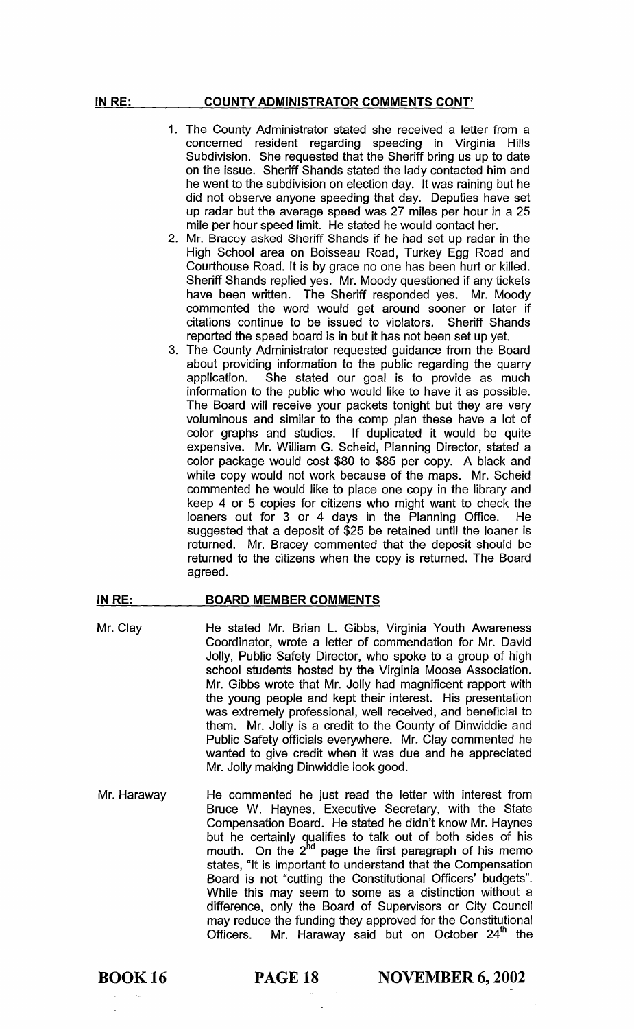**IN RE: COUNTY ADMINISTRATOR COMMENTS CONT'**

1. The County Administrator stated she received a letter from a concerned resident regarding speeding in Virginia Hills Subdivision. She requested that the Sheriff bring us up to date on the issue. Sheriff Shands stated the lady contacted him and he went to the subdivision on election day. It was raining but he did not observe anyone speeding that day. Deputies have set up radar but the average speed was 27 miles per hour in a 25 mile per hour speed limit. He stated he would contact her.
2. Mr. Bracey asked Sheriff Shands if he had set up radar in the High School area on Boisseau Road, Turkey Egg Road and Courthouse Road. It is by grace no one has been hurt or killed. Sheriff Shands replied yes. Mr. Moody questioned if any tickets have been written. The Sheriff responded yes. Mr. Moody commented the word would get around sooner or later if citations continue to be issued to violators. Sheriff Shands reported the speed board is in but it has not been set up yet.
3. The County Administrator requested guidance from the Board about providing information to the public regarding the quarry application. She stated our goal is to provide as much information to the public who would like to have it as possible. The Board will receive your packets tonight but they are very voluminous and similar to the comp plan these have a lot of color graphs and studies. If duplicated it would be quite expensive. Mr. William G. Scheid, Planning Director, stated a color package would cost $80 to $85 per copy. A black and white copy would not work because of the maps. Mr. Scheid commented he would like to place one copy in the library and keep 4 or 5 copies for citizens who might want to check the loaners out for 3 or 4 days in the Planning Office. He suggested that a deposit of $25 be retained until the loaner is returned. Mr. Bracey commented that the deposit should be returned to the citizens when the copy is returned. The Board agreed.

**IN RE: BOARD MEMBER COMMENTS**

Mr. Clay — He stated Mr. Brian L. Gibbs, Virginia Youth Awareness Coordinator, wrote a letter of commendation for Mr. David Jolly, Public Safety Director, who spoke to a group of high school students hosted by the Virginia Moose Association. Mr. Gibbs wrote that Mr. Jolly had magnificent rapport with the young people and kept their interest. His presentation was extremely professional, well received, and beneficial to them. Mr. Jolly is a credit to the County of Dinwiddie and Public Safety officials everywhere. Mr. Clay commented he wanted to give credit when it was due and he appreciated Mr. Jolly making Dinwiddie look good.

Mr. Haraway — He commented he just read the letter with interest from Bruce W. Haynes, Executive Secretary, with the State Compensation Board. He stated he didn't know Mr. Haynes but he certainly qualifies to talk out of both sides of his mouth. On the 2nd page the first paragraph of his memo states, "It is important to understand that the Compensation Board is not "cutting the Constitutional Officers' budgets". While this may seem to some as a distinction without a difference, only the Board of Supervisors or City Council may reduce the funding they approved for the Constitutional Officers. Mr. Haraway said but on October 24th the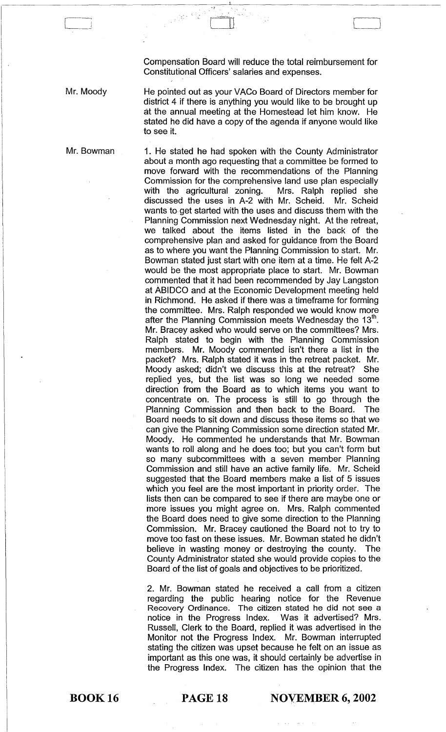Compensation Board will reduce the total reimbursement for Constitutional Officers' salaries and expenses.

**Mr. Moody**

He pointed out as your VACo Board of Directors member for district 4 if there is anything you would like to be brought up at the annual meeting at the Homestead let him know. He stated he did have a copy of the agenda if anyone would like to see it.

**Mr. Bowman**

1. He stated he had spoken with the County Administrator about a month ago requesting that a committee be formed to move forward with the recommendations of the Planning Commission for the comprehensive land use plan especially with the agricultural zoning. Mrs. Ralph replied she discussed the uses in A-2 with Mr. Scheid. Mr. Scheid wants to get started with the uses and discuss them with the Planning Commission next Wednesday night. At the retreat, we talked about the items listed in the back of the comprehensive plan and asked for guidance from the Board as to where you want the Planning Commission to start. Mr. Bowman stated just start with one item at a time. He felt A-2 would be the most appropriate place to start. Mr. Bowman commented that it had been recommended by Jay Langston at ABIDCO and at the Economic Development meeting held in Richmond. He asked if there was a timeframe for forming the committee. Mrs. Ralph responded we would know more after the Planning Commission meets Wednesday the 13th. Mr. Bracey asked who would serve on the committees? Mrs. Ralph stated to begin with the Planning Commission members. Mr. Moody commented isn't there a list in the packet? Mrs. Ralph stated it was in the retreat packet. Mr. Moody asked; didn't we discuss this at the retreat? She replied yes, but the list was so long we needed some direction from the Board as to which items you want to concentrate on. The process is still to go through the Planning Commission and then back to the Board. The Board needs to sit down and discuss these items so that we can give the Planning Commission some direction stated Mr. Moody. He commented he understands that Mr. Bowman wants to roll along and he does too; but you can't form but so many subcommittees with a seven member Planning Commission and still have an active family life. Mr. Scheid suggested that the Board members make a list of 5 issues which you feel are the most important in priority order. The lists then can be compared to see if there are maybe one or more issues you might agree on. Mrs. Ralph commented the Board does need to give some direction to the Planning Commission. Mr. Bracey cautioned the Board not to try to move too fast on these issues. Mr. Bowman stated he didn't believe in wasting money or destroying the county. The County Administrator stated she would provide copies to the Board of the list of goals and objectives to be prioritized.

2. Mr. Bowman stated he received a call from a citizen regarding the public hearing notice for the Revenue Recovery Ordinance. The citizen stated he did not see a notice in the Progress Index. Was it advertised? Mrs. Russell, Clerk to the Board, replied it was advertised in the Monitor not the Progress Index. Mr. Bowman interrupted stating the citizen was upset because he felt on an issue as important as this one was, it should certainly be advertise in the Progress Index. The citizen has the opinion that the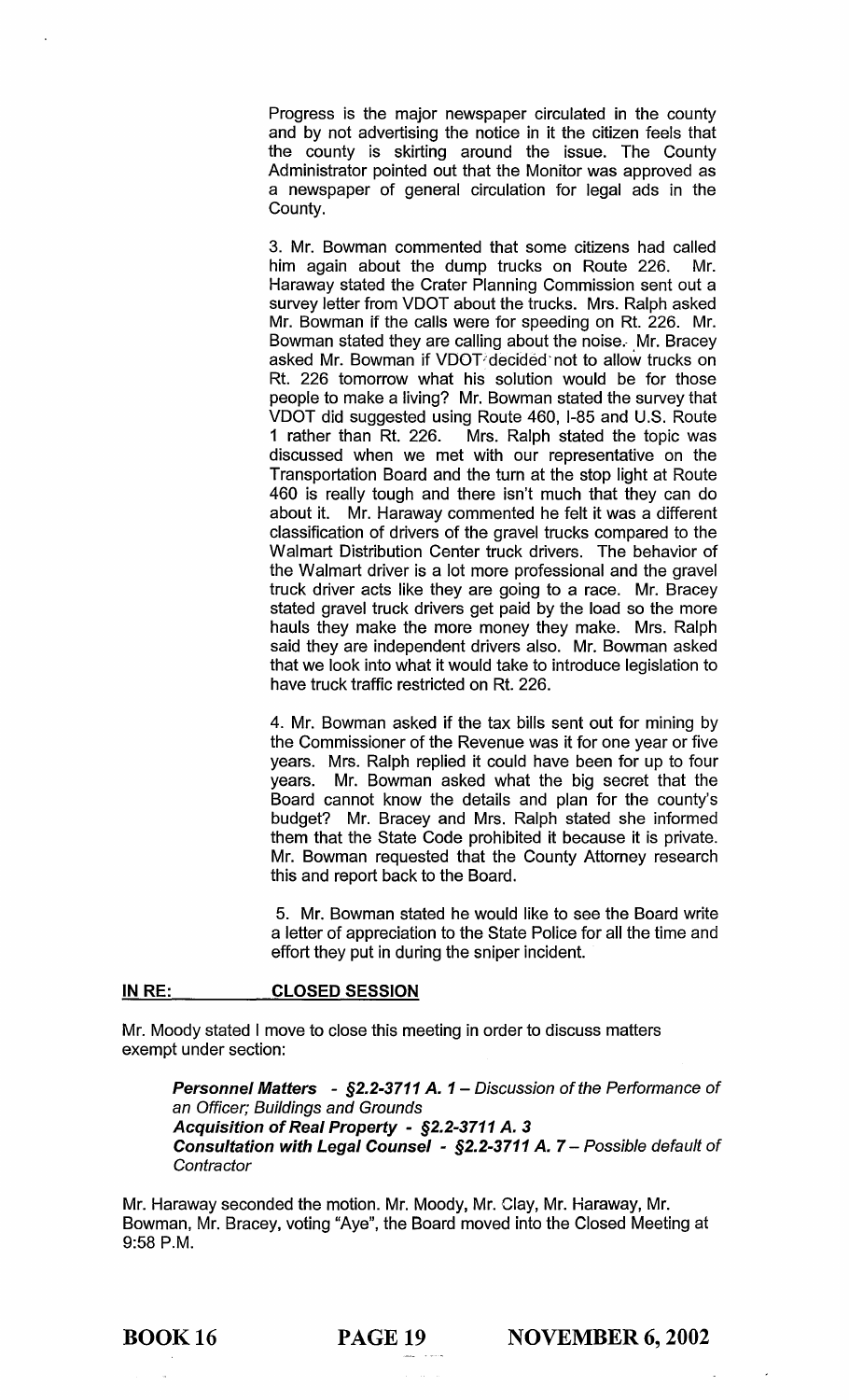Progress is the major newspaper circulated in the county and by not advertising the notice in it the citizen feels that the county is skirting around the issue. The County Administrator pointed out that the Monitor was approved as a newspaper of general circulation for legal ads in the County.

3. Mr. Bowman commented that some citizens had called him again about the dump trucks on Route 226. Mr. Haraway stated the Crater Planning Commission sent out a survey letter from VDOT about the trucks. Mrs. Ralph asked Mr. Bowman if the calls were for speeding on Rt. 226. Mr. Bowman stated they are calling about the noise. Mr. Bracey asked Mr. Bowman if VDOT decided not to allow trucks on Rt. 226 tomorrow what his solution would be for those people to make a living? Mr. Bowman stated the survey that VDOT did suggested using Route 460, I-85 and U.S. Route 1 rather than Rt. 226. Mrs. Ralph stated the topic was discussed when we met with our representative on the Transportation Board and the turn at the stop light at Route 460 is really tough and there isn't much that they can do about it. Mr. Haraway commented he felt it was a different classification of drivers of the gravel trucks compared to the Walmart Distribution Center truck drivers. The behavior of the Walmart driver is a lot more professional and the gravel truck driver acts like they are going to a race. Mr. Bracey stated gravel truck drivers get paid by the load so the more hauls they make the more money they make. Mrs. Ralph said they are independent drivers also. Mr. Bowman asked that we look into what it would take to introduce legislation to have truck traffic restricted on Rt. 226.

4. Mr. Bowman asked if the tax bills sent out for mining by the Commissioner of the Revenue was it for one year or five years. Mrs. Ralph replied it could have been for up to four years. Mr. Bowman asked what the big secret that the Board cannot know the details and plan for the county's budget? Mr. Bracey and Mrs. Ralph stated she informed them that the State Code prohibited it because it is private. Mr. Bowman requested that the County Attorney research this and report back to the Board.

5. Mr. Bowman stated he would like to see the Board write a letter of appreciation to the State Police for all the time and effort they put in during the sniper incident.

**IN RE: CLOSED SESSION**

Mr. Moody stated I move to close this meeting in order to discuss matters exempt under section:

> ***Personnel Matters - §2.2-3711 A. 1*** – *Discussion of the Performance of an Officer; Buildings and Grounds*
> ***Acquisition of Real Property - §2.2-3711 A. 3***
> ***Consultation with Legal Counsel - §2.2-3711 A. 7*** – *Possible default of Contractor*

Mr. Haraway seconded the motion. Mr. Moody, Mr. Clay, Mr. Haraway, Mr. Bowman, Mr. Bracey, voting "Aye", the Board moved into the Closed Meeting at 9:58 P.M.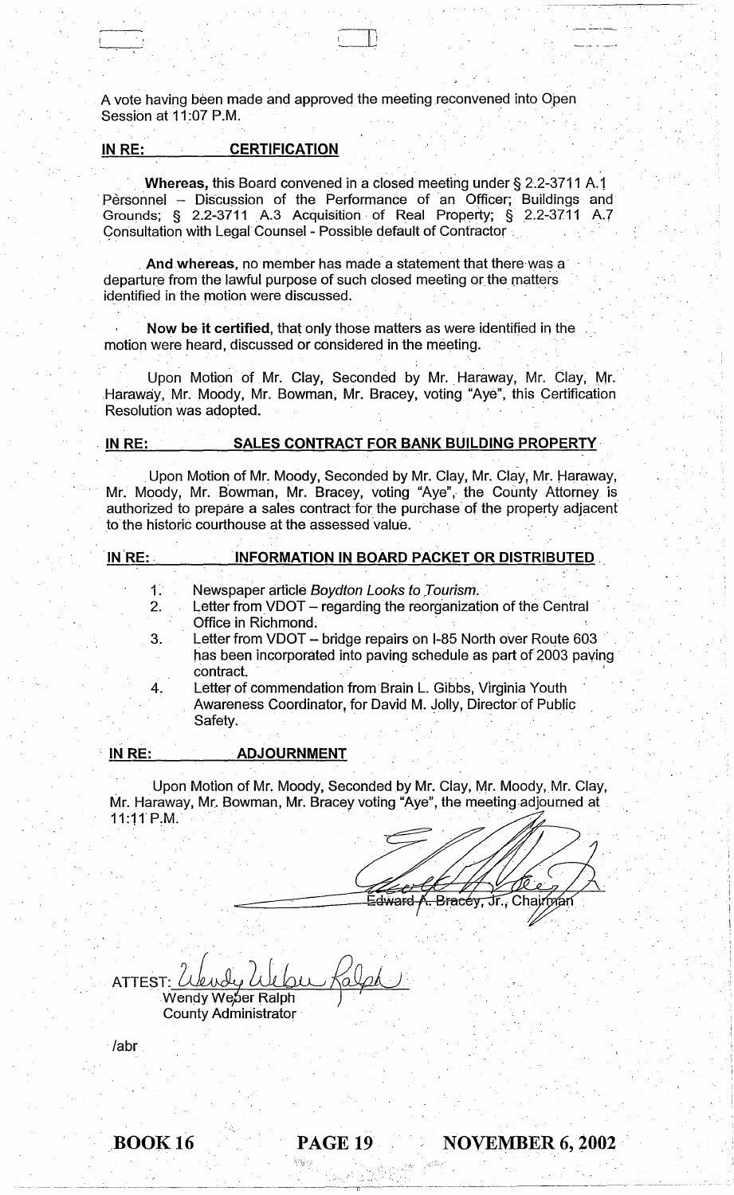A vote having been made and approved the meeting reconvened into Open Session at 11:07 P.M.

**IN RE: CERTIFICATION**

**Whereas,** this Board convened in a closed meeting under § 2.2-3711 A.1 Personnel – Discussion of the Performance of an Officer; Buildings and Grounds; § 2.2-3711 A.3 Acquisition of Real Property; § 2.2-3711 A.7 Consultation with Legal Counsel - Possible default of Contractor

**And whereas,** no member has made a statement that there was a departure from the lawful purpose of such closed meeting or the matters identified in the motion were discussed.

**Now be it certified**, that only those matters as were identified in the motion were heard, discussed or considered in the meeting.

Upon Motion of Mr. Clay, Seconded by Mr. Haraway, Mr. Clay, Mr. Haraway, Mr. Moody, Mr. Bowman, Mr. Bracey, voting "Aye", this Certification Resolution was adopted.

**IN RE: SALES CONTRACT FOR BANK BUILDING PROPERTY**

Upon Motion of Mr. Moody, Seconded by Mr. Clay, Mr. Clay, Mr. Haraway, Mr. Moody, Mr. Bowman, Mr. Bracey, voting "Aye", the County Attorney is authorized to prepare a sales contract for the purchase of the property adjacent to the historic courthouse at the assessed value.

**IN RE: INFORMATION IN BOARD PACKET OR DISTRIBUTED**

1. Newspaper article *Boydton Looks to Tourism.*
2. Letter from VDOT – regarding the reorganization of the Central Office in Richmond.
3. Letter from VDOT – bridge repairs on I-85 North over Route 603 has been incorporated into paving schedule as part of 2003 paving contract.
4. Letter of commendation from Brain L. Gibbs, Virginia Youth Awareness Coordinator, for David M. Jolly, Director of Public Safety.

**IN RE: ADJOURNMENT**

Upon Motion of Mr. Moody, Seconded by Mr. Clay, Mr. Moody, Mr. Clay, Mr. Haraway, Mr. Bowman, Mr. Bracey voting "Aye", the meeting adjourned at 11:11 P.M.

Edward A. Bracey, Jr., Chairman

ATTEST: Wendy Weber Ralph
Wendy Weber Ralph
County Administrator

/abr

**BOOK 16 PAGE 19 NOVEMBER 6, 2002**